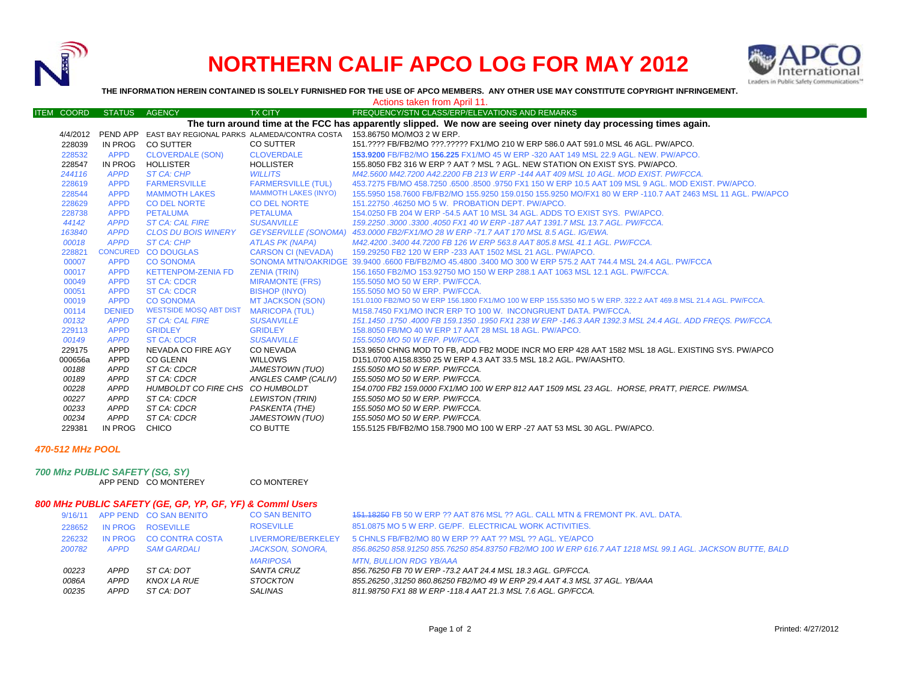# NORTHERN CALIF APCO LOG FOR MAY 2012

**THE INFORMATION HEREIN CONTAINED IS SOLELY FURNISHED FOR THE USE OF APCO MEMBERS. ANY OTHER USE MAY CONSTITUTE COPYRIGHT INFRINGEMENT.**

Actions taken from April 11.

| ITEM COORD | STATUS | AGENCY | TX CITY | FREQUENCY/STN CLASS/ERP/ELEVATIONS AND REMARKS |
|---|---|---|---|---|
| | | | | **The turn around time at the FCC has apparently slipped. We now are seeing over ninety day processing times again.** |
| 4/4/2012 | PEND APP | EAST BAY REGIONAL PARKS | ALAMEDA/CONTRA COSTA | 153.86750 MO/MO3 2 W ERP. |
| 228039 | IN PROG | CO SUTTER | CO SUTTER | 151.???? FB/FB2/MO ???.????? FX1/MO 210 W ERP 586.0 AAT 591.0 MSL 46 AGL. PW/APCO. |
| 228532 | APPD | CLOVERDALE (SON) | CLOVERDALE | **153.9200** FB/FB2/MO **156.225** FX1/MO 45 W ERP -320 AAT 149 MSL 22.9 AGL. NEW. PW/APCO. |
| 228547 | IN PROG | HOLLISTER | HOLLISTER | 155.8050 FB2 316 W ERP ? AAT ? MSL ? AGL. NEW STATION ON EXIST SYS. PW/APCO. |
| *244116* | *APPD* | *ST CA: CHP* | *WILLITS* | *M42.5600 M42.7200 A42.2200 FB 213 W ERP -144 AAT 409 MSL 10 AGL. MOD EXIST. PW/FCCA.* |
| 228619 | APPD | FARMERSVILLE | FARMERSVILLE (TUL) | 453.7275 FB/MO 458.7250 .6500 .8500 .9750 FX1 150 W ERP 10.5 AAT 109 MSL 9 AGL. MOD EXIST. PW/APCO. |
| 228544 | APPD | MAMMOTH LAKES | MAMMOTH LAKES (INYO) | 155.5950 158.7600 FB/FB2/MO 155.9250 159.0150 155.9250 MO/FX1 80 W ERP -110.7 AAT 2463 MSL 11 AGL. PW/APCO |
| 228629 | APPD | CO DEL NORTE | CO DEL NORTE | 151.22750 .46250 MO 5 W. PROBATION DEPT. PW/APCO. |
| 228738 | APPD | PETALUMA | PETALUMA | 154.0250 FB 204 W ERP -54.5 AAT 10 MSL 34 AGL. ADDS TO EXIST SYS. PW/APCO. |
| *44142* | *APPD* | *ST CA: CAL FIRE* | *SUSANVILLE* | *159.2250 .3000 .3300 .4050 FX1 40 W ERP -187 AAT 1391.7 MSL 13.7 AGL. PW/FCCA.* |
| *163840* | *APPD* | *CLOS DU BOIS WINERY* | *GEYSERVILLE (SONOMA)* | *453.0000 FB2/FX1/MO 28 W ERP -71.7 AAT 170 MSL 8.5 AGL. IG/EWA.* |
| *00018* | *APPD* | *ST CA: CHP* | *ATLAS PK (NAPA)* | *M42.4200 .3400 44.7200 FB 126 W ERP 563.8 AAT 805.8 MSL 41.1 AGL. PW/FCCA.* |
| 228821 | CONCURED | CO DOUGLAS | CARSON CI (NEVADA) | 159.29250 FB2 120 W ERP -233 AAT 1502 MSL 21 AGL. PW/APCO. |
| 00007 | APPD | CO SONOMA | SONOMA MTN/OAKRIDGE | 39.9400 .6600 FB/FB2/MO 45.4800 .3400 MO 300 W ERP 575.2 AAT 744.4 MSL 24.4 AGL. PW/FCCA |
| 00017 | APPD | KETTENPOM-ZENIA FD | ZENIA (TRIN) | 156.1650 FB2/MO 153.92750 MO 150 W ERP 288.1 AAT 1063 MSL 12.1 AGL. PW/FCCA. |
| 00049 | APPD | ST CA: CDCR | MIRAMONTE (FRS) | 155.5050 MO 50 W ERP. PW/FCCA. |
| 00051 | APPD | ST CA: CDCR | BISHOP (INYO) | 155.5050 MO 50 W ERP. PW/FCCA. |
| 00019 | APPD | CO SONOMA | MT JACKSON (SON) | 151.0100 FB2/MO 50 W ERP 156.1800 FX1/MO 100 W ERP 155.5350 MO 5 W ERP. 322.2 AAT 469.8 MSL 21.4 AGL. PW/FCCA. |
| 00114 | DENIED | WESTSIDE MOSQ ABT DIST | MARICOPA (TUL) | M158.7450 FX1/MO INCR ERP TO 100 W. INCONGRUENT DATA. PW/FCCA. |
| *00132* | *APPD* | *ST CA: CAL FIRE* | *SUSANVILLE* | *151.1450 .1750 .4000 FB 159.1350 .1950 FX1 238 W ERP -146.3 AAR 1392.3 MSL 24.4 AGL. ADD FREQS. PW/FCCA.* |
| 229113 | APPD | GRIDLEY | GRIDLEY | 158.8050 FB/MO 40 W ERP 17 AAT 28 MSL 18 AGL. PW/APCO. |
| *00149* | *APPD* | ST CA: CDCR | *SUSANVILLE* | *155.5050 MO 50 W ERP. PW/FCCA.* |
| 229175 | APPD | NEVADA CO FIRE AGY | CO NEVADA | 153.9650 CHNG MOD TO FB, ADD FB2 MODE INCR MO ERP 428 AAT 1582 MSL 18 AGL. EXISTING SYS. PW/APCO |
| 000656a | APPD | CO GLENN | WILLOWS | D151.0700 A158.8350 25 W ERP 4.3 AAT 33.5 MSL 18.2 AGL. PW/AASHTO. |
| *00188* | *APPD* | *ST CA: CDCR* | *JAMESTOWN (TUO)* | *155.5050 MO 50 W ERP. PW/FCCA.* |
| *00189* | *APPD* | *ST CA: CDCR* | *ANGLES CAMP (CALIV)* | *155.5050 MO 50 W ERP. PW/FCCA.* |
| *00228* | *APPD* | *HUMBOLDT CO FIRE CHS* | *CO HUMBOLDT* | *154.0700 FB2 159.0000 FX1/MO 100 W ERP 812 AAT 1509 MSL 23 AGL. HORSE, PRATT, PIERCE. PW/IMSA.* |
| *00227* | *APPD* | *ST CA: CDCR* | *LEWISTON (TRIN)* | *155.5050 MO 50 W ERP. PW/FCCA.* |
| *00233* | *APPD* | *ST CA: CDCR* | *PASKENTA (THE)* | *155.5050 MO 50 W ERP. PW/FCCA.* |
| *00234* | *APPD* | *ST CA: CDCR* | *JAMESTOWN (TUO)* | *155.5050 MO 50 W ERP. PW/FCCA.* |
| 229381 | IN PROG | CHICO | CO BUTTE | 155.5125 FB/FB2/MO 158.7900 MO 100 W ERP -27 AAT 53 MSL 30 AGL. PW/APCO. |

### *470-512 MHz POOL*

### *700 Mhz PUBLIC SAFETY (SG, SY)*

| ITEM COORD | STATUS | AGENCY | TX CITY | FREQUENCY/STN CLASS/ERP/ELEVATIONS AND REMARKS |
|---|---|---|---|---|
| | APP PEND | CO MONTEREY | CO MONTEREY | |

### *800 MHz PUBLIC SAFETY (GE, GP, YP, GF, YF) & Comml Users*

| ITEM COORD | STATUS | AGENCY | TX CITY | FREQUENCY/STN CLASS/ERP/ELEVATIONS AND REMARKS |
|---|---|---|---|---|
| 9/16/11 | APP PEND | CO SAN BENITO | CO SAN BENITO | ~~151.18250~~ FB 50 W ERP ?? AAT 876 MSL ?? AGL. CALL MTN & FREMONT PK. AVL. DATA. |
| 228652 | IN PROG | ROSEVILLE | ROSEVILLE | 851.0875 MO 5 W ERP. GE/PF. ELECTRICAL WORK ACTIVITIES. |
| 226232 | IN PROG | CO CONTRA COSTA | LIVERMORE/BERKELEY | 5 CHNLS FB/FB2/MO 80 W ERP ?? AAT ?? MSL ?? AGL. YE/APCO |
| *200782* | *APPD* | *SAM GARDALI* | *JACKSON, SONORA, MARIPOSA* | *856.86250 858.91250 855.76250 854.83750 FB2/MO 100 W ERP 616.7 AAT 1218 MSL 99.1 AGL. JACKSON BUTTE, BALD MTN, BULLION RDG YB/AAA* |
| *00223* | *APPD* | *ST CA: DOT* | *SANTA CRUZ* | *856.76250 FB 70 W ERP -73.2 AAT 24.4 MSL 18.3 AGL. GP/FCCA.* |
| *0086A* | *APPD* | *KNOX LA RUE* | *STOCKTON* | *855.26250 ,31250 860.86250 FB2/MO 49 W ERP 29.4 AAT 4.3 MSL 37 AGL. YB/AAA* |
| *00235* | *APPD* | *ST CA: DOT* | *SALINAS* | *811.98750 FX1 88 W ERP -118.4 AAT 21.3 MSL 7.6 AGL. GP/FCCA.* |

Printed: 4/27/2012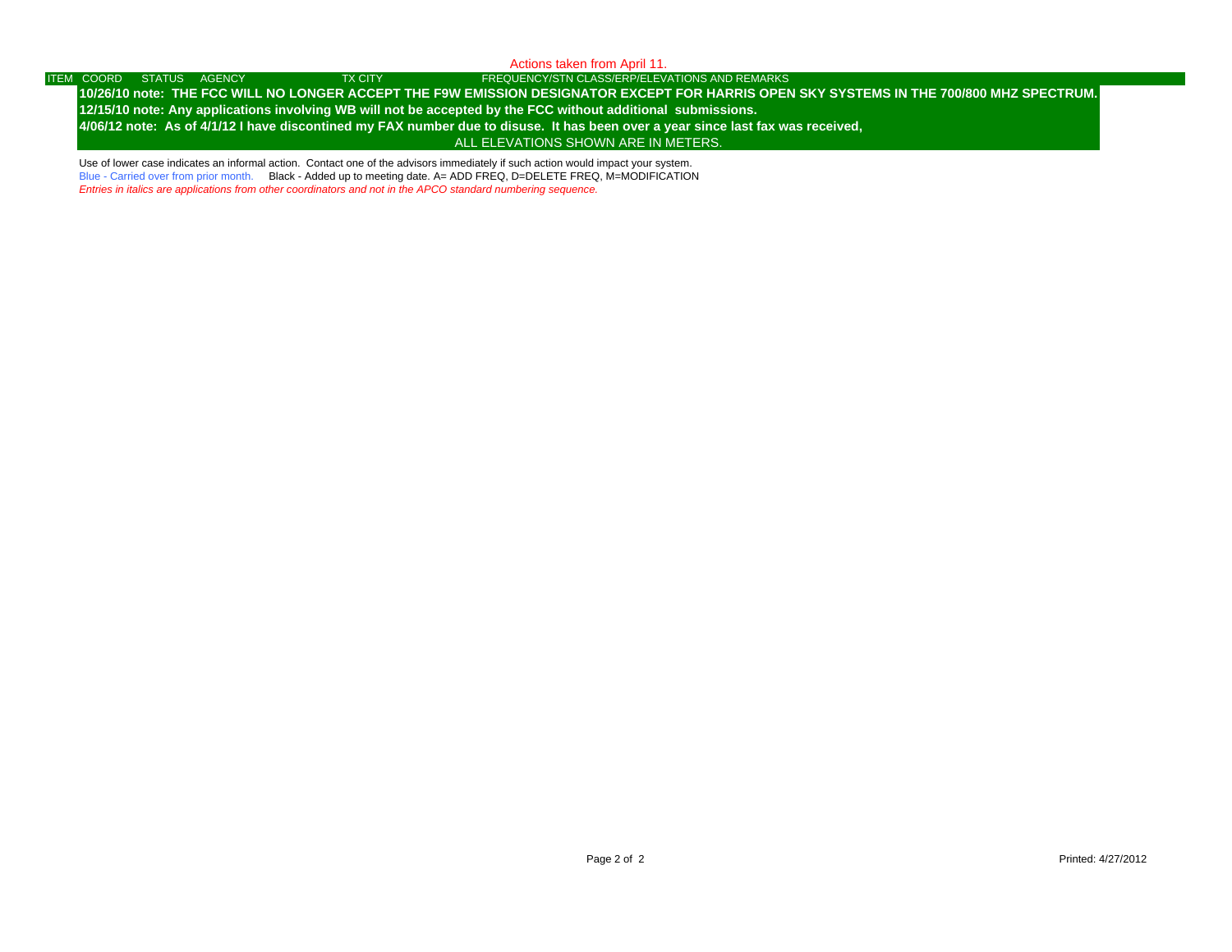Actions taken from April 11.

| ITEM | COORD | STATUS | AGENCY | TX CITY | FREQUENCY/STN CLASS/ERP/ELEVATIONS AND REMARKS |
|---|---|---|---|---|---|

**10/26/10 note: THE FCC WILL NO LONGER ACCEPT THE F9W EMISSION DESIGNATOR EXCEPT FOR HARRIS OPEN SKY SYSTEMS IN THE 700/800 MHZ SPECTRUM.**

**12/15/10 note: Any applications involving WB will not be accepted by the FCC without additional submissions.**

**4/06/12 note: As of 4/1/12 I have discontined my FAX number due to disuse. It has been over a year since last fax was received,**

ALL ELEVATIONS SHOWN ARE IN METERS.

Use of lower case indicates an informal action. Contact one of the advisors immediately if such action would impact your system.

Blue - Carried over from prior month. Black - Added up to meeting date. A= ADD FREQ, D=DELETE FREQ, M=MODIFICATION

*Entries in italics are applications from other coordinators and not in the APCO standard numbering sequence.*

Printed: 4/27/2012